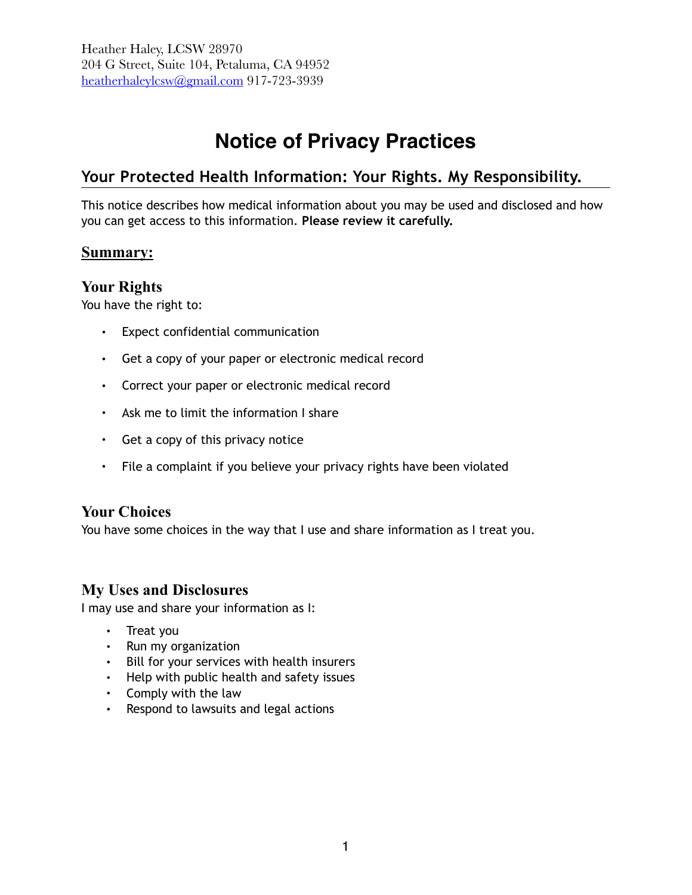Heather Haley, LCSW 28970
204 G Street, Suite 104, Petaluma, CA 94952
heatherhaleylcsw@gmail.com 917-723-3939

# Notice of Privacy Practices

## Your Protected Health Information: Your Rights. My Responsibility.

This notice describes how medical information about you may be used and disclosed and how you can get access to this information. **Please review it carefully.**

### Summary:

### Your Rights

You have the right to:

- Expect confidential communication
- Get a copy of your paper or electronic medical record
- Correct your paper or electronic medical record
- Ask me to limit the information I share
- Get a copy of this privacy notice
- File a complaint if you believe your privacy rights have been violated

### Your Choices

You have some choices in the way that I use and share information as I treat you.

### My Uses and Disclosures

I may use and share your information as I:

- Treat you
- Run my organization
- Bill for your services with health insurers
- Help with public health and safety issues
- Comply with the law
- Respond to lawsuits and legal actions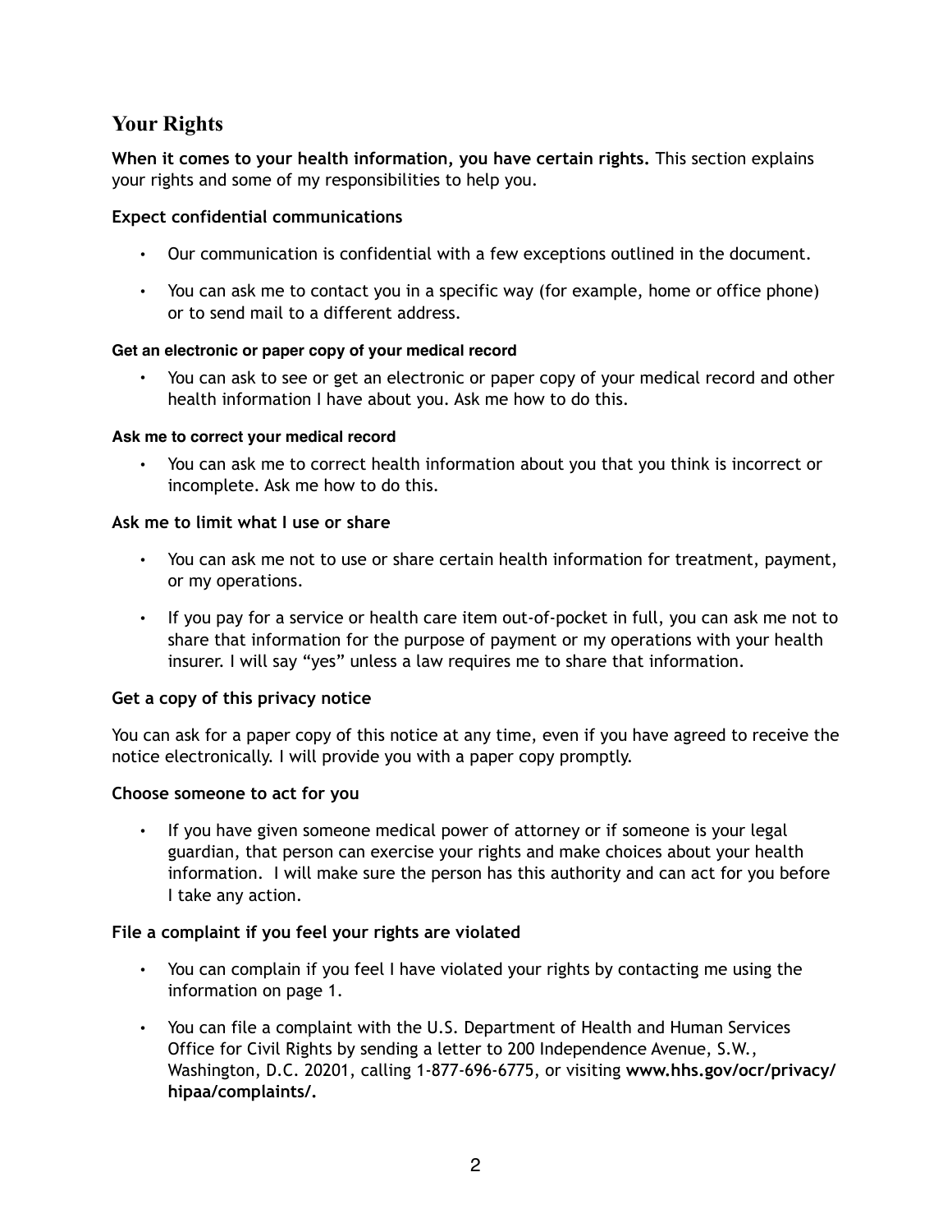## Your Rights

**When it comes to your health information, you have certain rights.** This section explains your rights and some of my responsibilities to help you.

### Expect confidential communications

- Our communication is confidential with a few exceptions outlined in the document.
- You can ask me to contact you in a specific way (for example, home or office phone) or to send mail to a different address.

### Get an electronic or paper copy of your medical record

- You can ask to see or get an electronic or paper copy of your medical record and other health information I have about you. Ask me how to do this.

### Ask me to correct your medical record

- You can ask me to correct health information about you that you think is incorrect or incomplete. Ask me how to do this.

### Ask me to limit what I use or share

- You can ask me not to use or share certain health information for treatment, payment, or my operations.
- If you pay for a service or health care item out-of-pocket in full, you can ask me not to share that information for the purpose of payment or my operations with your health insurer. I will say "yes" unless a law requires me to share that information.

### Get a copy of this privacy notice

You can ask for a paper copy of this notice at any time, even if you have agreed to receive the notice electronically. I will provide you with a paper copy promptly.

### Choose someone to act for you

- If you have given someone medical power of attorney or if someone is your legal guardian, that person can exercise your rights and make choices about your health information. I will make sure the person has this authority and can act for you before I take any action.

### File a complaint if you feel your rights are violated

- You can complain if you feel I have violated your rights by contacting me using the information on page 1.
- You can file a complaint with the U.S. Department of Health and Human Services Office for Civil Rights by sending a letter to 200 Independence Avenue, S.W., Washington, D.C. 20201, calling 1-877-696-6775, or visiting **www.hhs.gov/ocr/privacy/hipaa/complaints/.**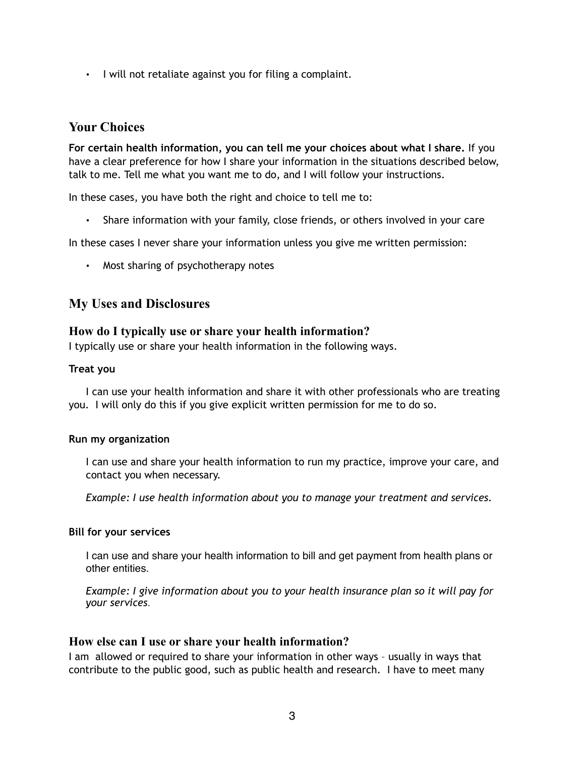- I will not retaliate against you for filing a complaint.

## Your Choices

**For certain health information, you can tell me your choices about what I share.** If you have a clear preference for how I share your information in the situations described below, talk to me. Tell me what you want me to do, and I will follow your instructions.

In these cases, you have both the right and choice to tell me to:

- Share information with your family, close friends, or others involved in your care

In these cases I never share your information unless you give me written permission:

- Most sharing of psychotherapy notes

## My Uses and Disclosures

### How do I typically use or share your health information?

I typically use or share your health information in the following ways.

#### Treat you

I can use your health information and share it with other professionals who are treating you. I will only do this if you give explicit written permission for me to do so.

#### Run my organization

I can use and share your health information to run my practice, improve your care, and contact you when necessary.

*Example: I use health information about you to manage your treatment and services.*

#### Bill for your services

I can use and share your health information to bill and get payment from health plans or other entities.

*Example: I give information about you to your health insurance plan so it will pay for your services.*

### How else can I use or share your health information?

I am allowed or required to share your information in other ways – usually in ways that contribute to the public good, such as public health and research. I have to meet many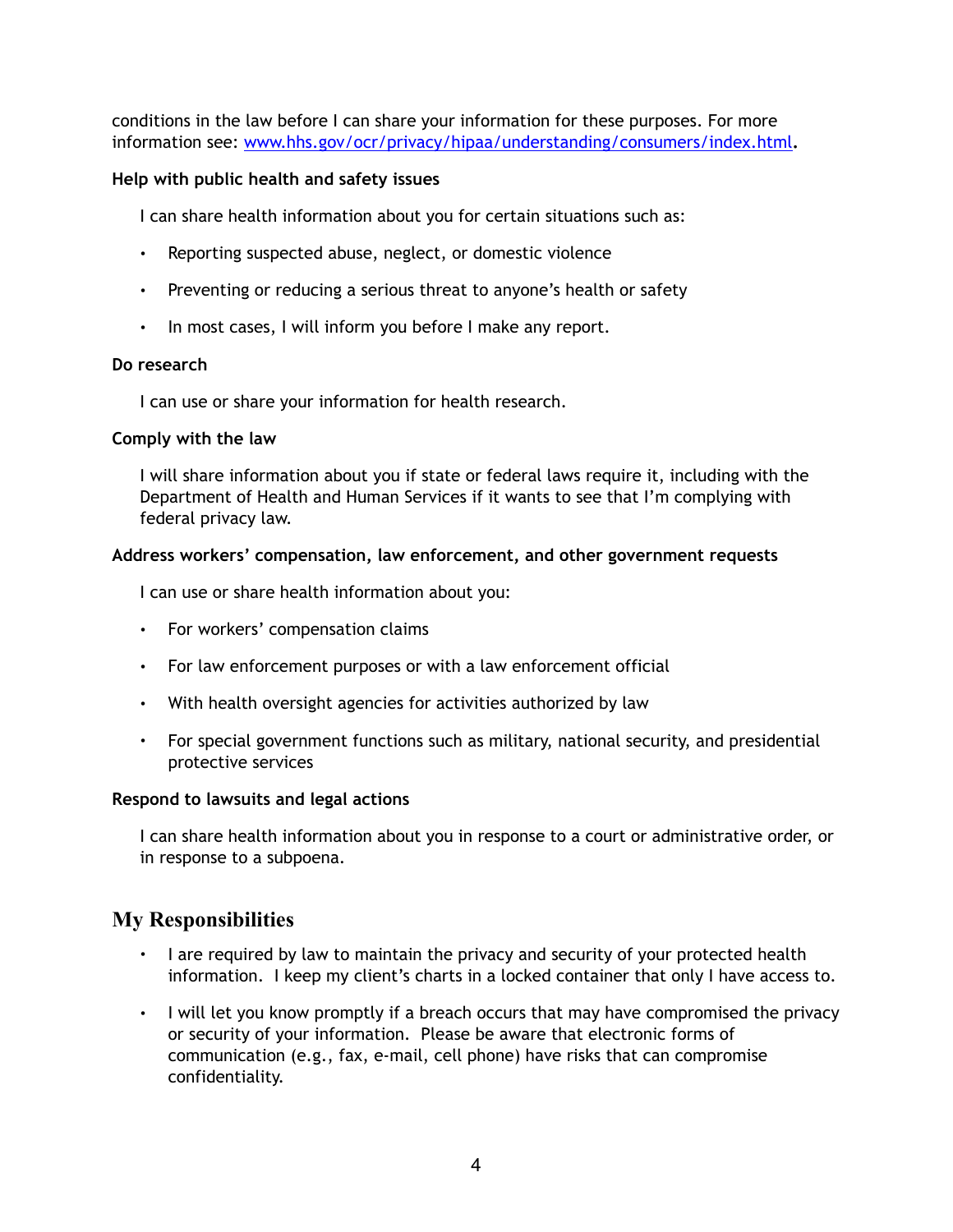conditions in the law before I can share your information for these purposes. For more information see: [www.hhs.gov/ocr/privacy/hipaa/understanding/consumers/index.html](http://www.hhs.gov/ocr/privacy/hipaa/understanding/consumers/index.html).

**Help with public health and safety issues**

I can share health information about you for certain situations such as:

- Reporting suspected abuse, neglect, or domestic violence
- Preventing or reducing a serious threat to anyone's health or safety
- In most cases, I will inform you before I make any report.

**Do research**

I can use or share your information for health research.

**Comply with the law**

I will share information about you if state or federal laws require it, including with the Department of Health and Human Services if it wants to see that I'm complying with federal privacy law.

**Address workers' compensation, law enforcement, and other government requests**

I can use or share health information about you:

- For workers' compensation claims
- For law enforcement purposes or with a law enforcement official
- With health oversight agencies for activities authorized by law
- For special government functions such as military, national security, and presidential protective services

**Respond to lawsuits and legal actions**

I can share health information about you in response to a court or administrative order, or in response to a subpoena.

## My Responsibilities

- I are required by law to maintain the privacy and security of your protected health information. I keep my client's charts in a locked container that only I have access to.
- I will let you know promptly if a breach occurs that may have compromised the privacy or security of your information. Please be aware that electronic forms of communication (e.g., fax, e-mail, cell phone) have risks that can compromise confidentiality.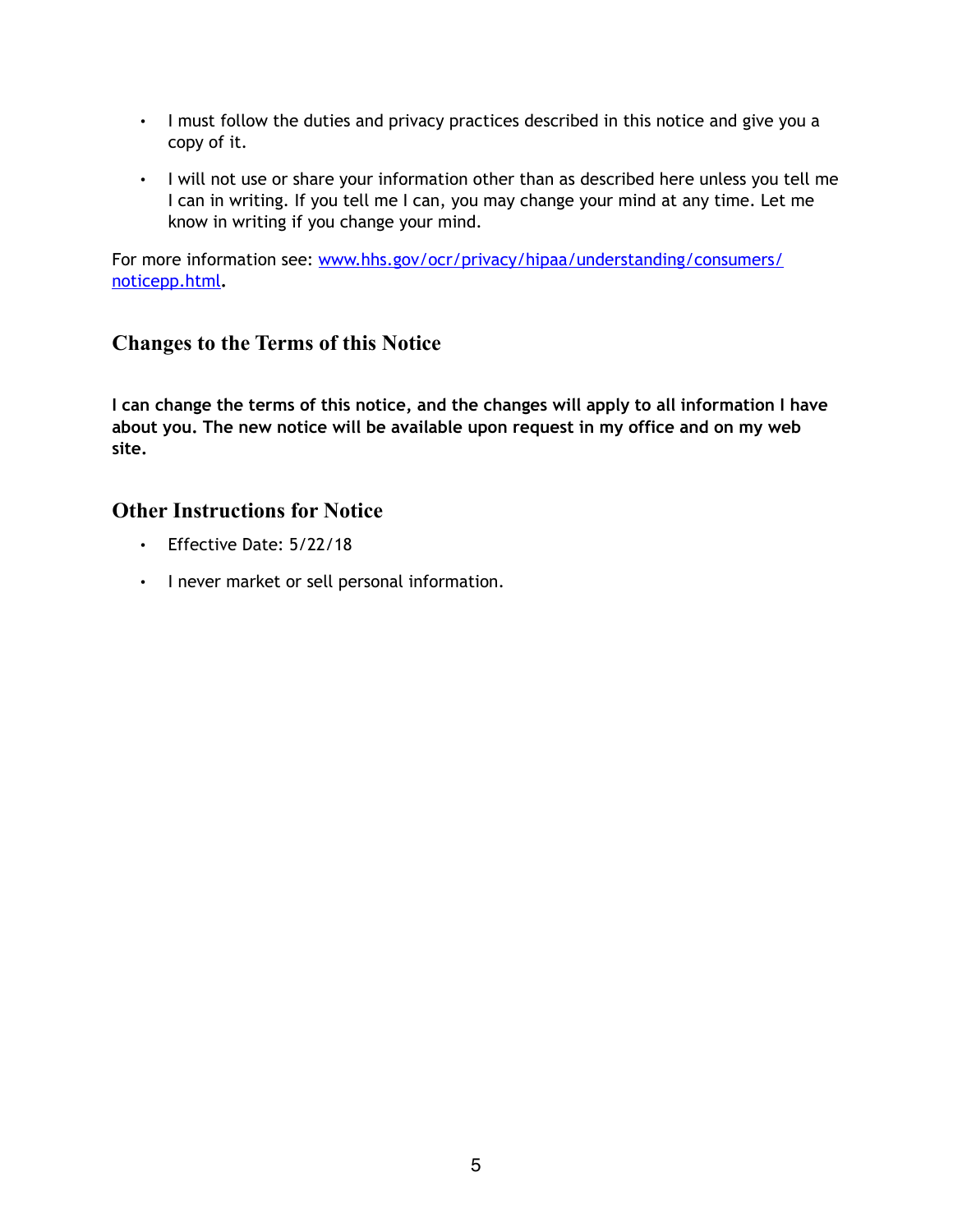- I must follow the duties and privacy practices described in this notice and give you a copy of it.
- I will not use or share your information other than as described here unless you tell me I can in writing. If you tell me I can, you may change your mind at any time. Let me know in writing if you change your mind.

For more information see: [www.hhs.gov/ocr/privacy/hipaa/understanding/consumers/noticepp.html](http://www.hhs.gov/ocr/privacy/hipaa/understanding/consumers/noticepp.html).

## Changes to the Terms of this Notice

**I can change the terms of this notice, and the changes will apply to all information I have about you. The new notice will be available upon request in my office and on my web site.**

## Other Instructions for Notice

- Effective Date: 5/22/18
- I never market or sell personal information.